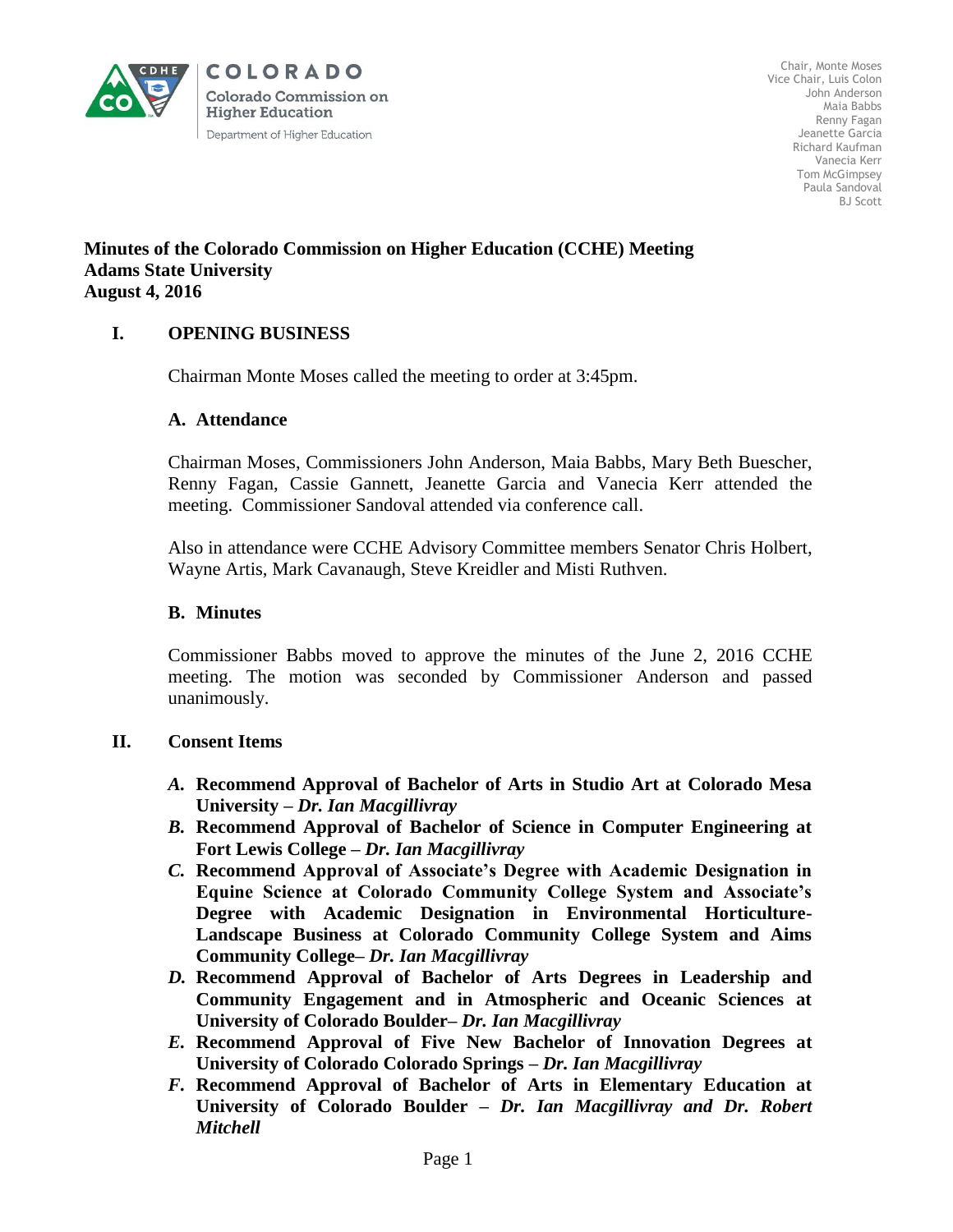COLORADO
Colorado Commission on Higher Education
Department of Higher Education

Chair, Monte Moses
Vice Chair, Luis Colon
John Anderson
Maia Babbs
Renny Fagan
Jeanette Garcia
Richard Kaufman
Vanecia Kerr
Tom McGimpsey
Paula Sandoval
BJ Scott

**Minutes of the Colorado Commission on Higher Education (CCHE) Meeting**
**Adams State University**
**August 4, 2016**

## I. OPENING BUSINESS

Chairman Monte Moses called the meeting to order at 3:45pm.

### A. Attendance

Chairman Moses, Commissioners John Anderson, Maia Babbs, Mary Beth Buescher, Renny Fagan, Cassie Gannett, Jeanette Garcia and Vanecia Kerr attended the meeting. Commissioner Sandoval attended via conference call.

Also in attendance were CCHE Advisory Committee members Senator Chris Holbert, Wayne Artis, Mark Cavanaugh, Steve Kreidler and Misti Ruthven.

### B. Minutes

Commissioner Babbs moved to approve the minutes of the June 2, 2016 CCHE meeting. The motion was seconded by Commissioner Anderson and passed unanimously.

## II. Consent Items

- ***A.*** **Recommend Approval of Bachelor of Arts in Studio Art at Colorado Mesa University –** ***Dr. Ian Macgillivray***
- ***B.*** **Recommend Approval of Bachelor of Science in Computer Engineering at Fort Lewis College –** ***Dr. Ian Macgillivray***
- ***C.*** **Recommend Approval of Associate's Degree with Academic Designation in Equine Science at Colorado Community College System and Associate's Degree with Academic Designation in Environmental Horticulture-Landscape Business at Colorado Community College System and Aims Community College–** ***Dr. Ian Macgillivray***
- ***D.*** **Recommend Approval of Bachelor of Arts Degrees in Leadership and Community Engagement and in Atmospheric and Oceanic Sciences at University of Colorado Boulder–** ***Dr. Ian Macgillivray***
- ***E.*** **Recommend Approval of Five New Bachelor of Innovation Degrees at University of Colorado Colorado Springs –** ***Dr. Ian Macgillivray***
- ***F.*** **Recommend Approval of Bachelor of Arts in Elementary Education at University of Colorado Boulder –** ***Dr. Ian Macgillivray and Dr. Robert Mitchell***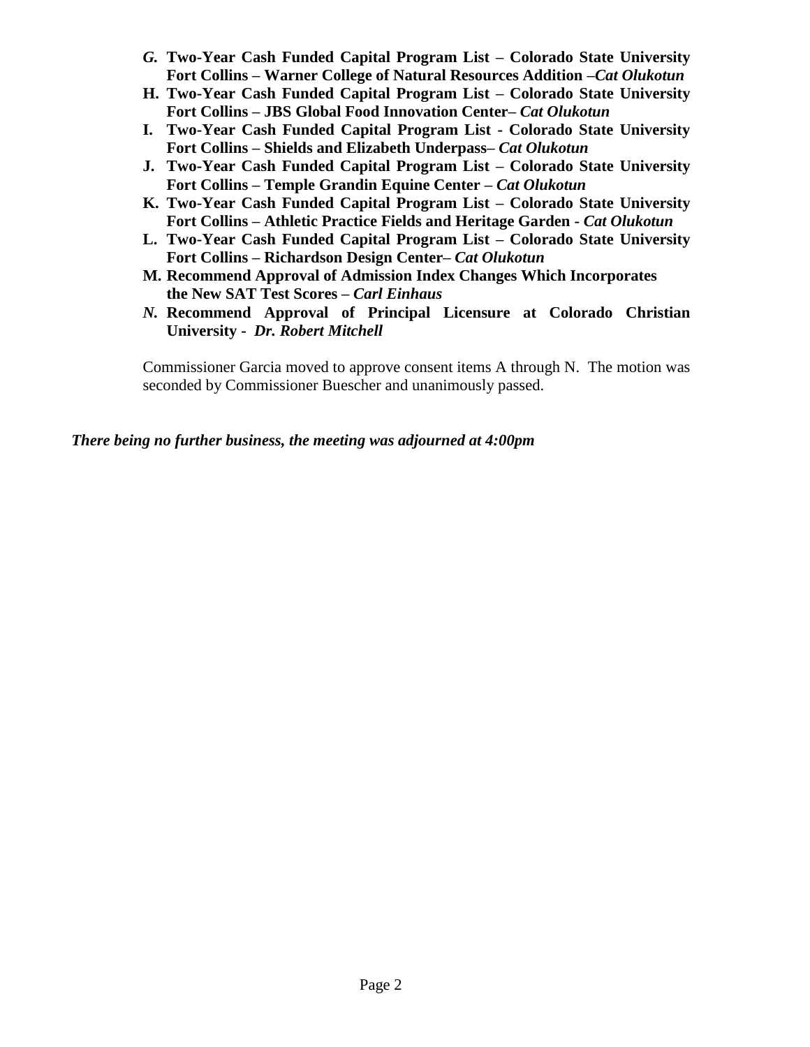*G.* **Two-Year Cash Funded Capital Program List – Colorado State University Fort Collins – Warner College of Natural Resources Addition –*Cat Olukotun***

**H. Two-Year Cash Funded Capital Program List – Colorado State University Fort Collins – JBS Global Food Innovation Center– *Cat Olukotun***

**I. Two-Year Cash Funded Capital Program List - Colorado State University Fort Collins – Shields and Elizabeth Underpass– *Cat Olukotun***

**J. Two-Year Cash Funded Capital Program List – Colorado State University Fort Collins – Temple Grandin Equine Center – *Cat Olukotun***

**K. Two-Year Cash Funded Capital Program List – Colorado State University Fort Collins – Athletic Practice Fields and Heritage Garden - *Cat Olukotun***

**L. Two-Year Cash Funded Capital Program List – Colorado State University Fort Collins – Richardson Design Center– *Cat Olukotun***

**M. Recommend Approval of Admission Index Changes Which Incorporates the New SAT Test Scores – *Carl Einhaus***

*N.* **Recommend Approval of Principal Licensure at Colorado Christian University - *Dr. Robert Mitchell***

Commissioner Garcia moved to approve consent items A through N. The motion was seconded by Commissioner Buescher and unanimously passed.

***There being no further business, the meeting was adjourned at 4:00pm***